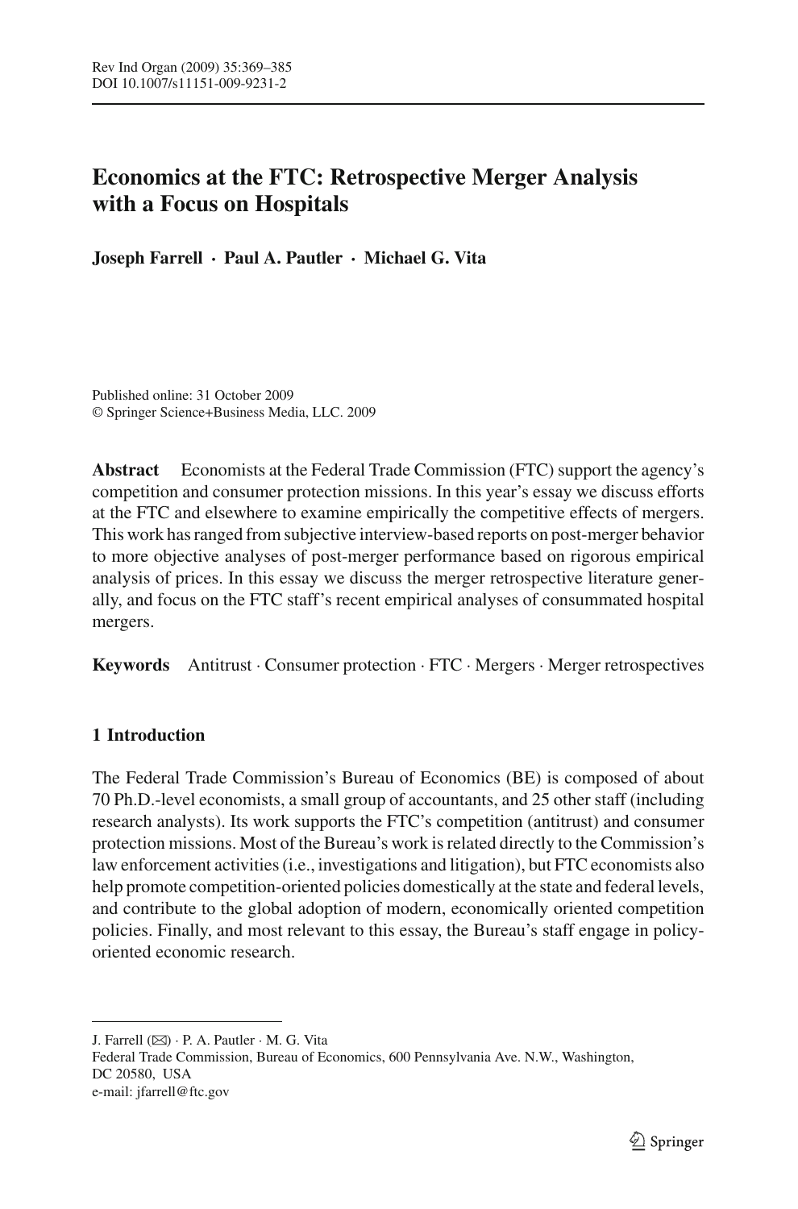# Economics at the FTC: Retrospective Merger Analysis with a Focus on Hospitals

**Joseph Farrell · Paul A. Pautler · Michael G. Vita**

Published online: 31 October 2009
© Springer Science+Business Media, LLC. 2009

**Abstract** Economists at the Federal Trade Commission (FTC) support the agency's competition and consumer protection missions. In this year's essay we discuss efforts at the FTC and elsewhere to examine empirically the competitive effects of mergers. This work has ranged from subjective interview-based reports on post-merger behavior to more objective analyses of post-merger performance based on rigorous empirical analysis of prices. In this essay we discuss the merger retrospective literature generally, and focus on the FTC staff's recent empirical analyses of consummated hospital mergers.

**Keywords** Antitrust · Consumer protection · FTC · Mergers · Merger retrospectives

## 1 Introduction

The Federal Trade Commission's Bureau of Economics (BE) is composed of about 70 Ph.D.-level economists, a small group of accountants, and 25 other staff (including research analysts). Its work supports the FTC's competition (antitrust) and consumer protection missions. Most of the Bureau's work is related directly to the Commission's law enforcement activities (i.e., investigations and litigation), but FTC economists also help promote competition-oriented policies domestically at the state and federal levels, and contribute to the global adoption of modern, economically oriented competition policies. Finally, and most relevant to this essay, the Bureau's staff engage in policy-oriented economic research.

---

J. Farrell (✉) · P. A. Pautler · M. G. Vita
Federal Trade Commission, Bureau of Economics, 600 Pennsylvania Ave. N.W., Washington, DC 20580, USA
e-mail: jfarrell@ftc.gov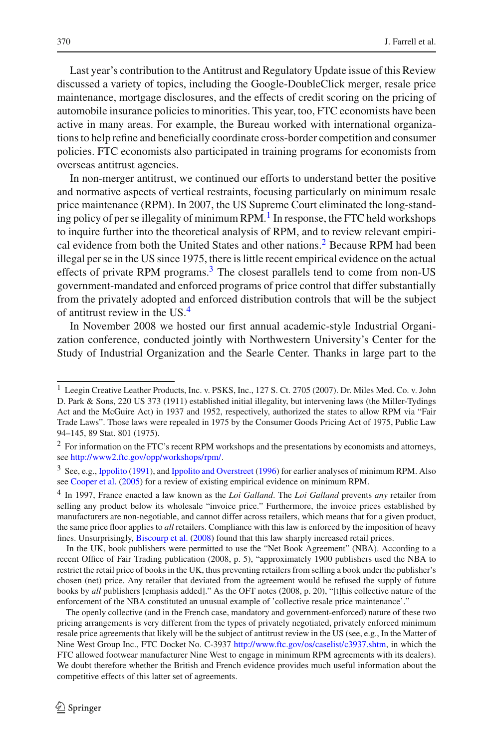Last year's contribution to the Antitrust and Regulatory Update issue of this Review discussed a variety of topics, including the Google-DoubleClick merger, resale price maintenance, mortgage disclosures, and the effects of credit scoring on the pricing of automobile insurance policies to minorities. This year, too, FTC economists have been active in many areas. For example, the Bureau worked with international organizations to help refine and beneficially coordinate cross-border competition and consumer policies. FTC economists also participated in training programs for economists from overseas antitrust agencies.

In non-merger antitrust, we continued our efforts to understand better the positive and normative aspects of vertical restraints, focusing particularly on minimum resale price maintenance (RPM). In 2007, the US Supreme Court eliminated the long-standing policy of per se illegality of minimum RPM.[1] In response, the FTC held workshops to inquire further into the theoretical analysis of RPM, and to review relevant empirical evidence from both the United States and other nations.[2] Because RPM had been illegal per se in the US since 1975, there is little recent empirical evidence on the actual effects of private RPM programs.[3] The closest parallels tend to come from non-US government-mandated and enforced programs of price control that differ substantially from the privately adopted and enforced distribution controls that will be the subject of antitrust review in the US.[4]

In November 2008 we hosted our first annual academic-style Industrial Organization conference, conducted jointly with Northwestern University's Center for the Study of Industrial Organization and the Searle Center. Thanks in large part to the

---

[1] Leegin Creative Leather Products, Inc. v. PSKS, Inc., 127 S. Ct. 2705 (2007). Dr. Miles Med. Co. v. John D. Park & Sons, 220 US 373 (1911) established initial illegality, but intervening laws (the Miller-Tydings Act and the McGuire Act) in 1937 and 1952, respectively, authorized the states to allow RPM via "Fair Trade Laws". Those laws were repealed in 1975 by the Consumer Goods Pricing Act of 1975, Public Law 94–145, 89 Stat. 801 (1975).

[2] For information on the FTC's recent RPM workshops and the presentations by economists and attorneys, see http://www2.ftc.gov/opp/workshops/rpm/.

[3] See, e.g., Ippolito (1991), and Ippolito and Overstreet (1996) for earlier analyses of minimum RPM. Also see Cooper et al. (2005) for a review of existing empirical evidence on minimum RPM.

[4] In 1997, France enacted a law known as the *Loi Galland*. The *Loi Galland* prevents *any* retailer from selling any product below its wholesale "invoice price." Furthermore, the invoice prices established by manufacturers are non-negotiable, and cannot differ across retailers, which means that for a given product, the same price floor applies to *all* retailers. Compliance with this law is enforced by the imposition of heavy fines. Unsurprisingly, Biscourp et al. (2008) found that this law sharply increased retail prices.

In the UK, book publishers were permitted to use the "Net Book Agreement" (NBA). According to a recent Office of Fair Trading publication (2008, p. 5), "approximately 1900 publishers used the NBA to restrict the retail price of books in the UK, thus preventing retailers from selling a book under the publisher's chosen (net) price. Any retailer that deviated from the agreement would be refused the supply of future books by *all* publishers [emphasis added]." As the OFT notes (2008, p. 20), "[t]his collective nature of the enforcement of the NBA constituted an unusual example of 'collective resale price maintenance'."

The openly collective (and in the French case, mandatory and government-enforced) nature of these two pricing arrangements is very different from the types of privately negotiated, privately enforced minimum resale price agreements that likely will be the subject of antitrust review in the US (see, e.g., In the Matter of Nine West Group Inc., FTC Docket No. C-3937 http://www.ftc.gov/os/caselist/c3937.shtm, in which the FTC allowed footwear manufacturer Nine West to engage in minimum RPM agreements with its dealers). We doubt therefore whether the British and French evidence provides much useful information about the competitive effects of this latter set of agreements.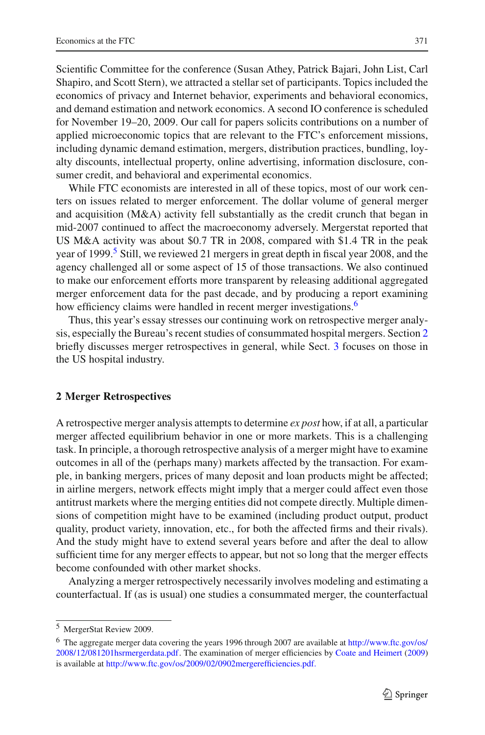Scientific Committee for the conference (Susan Athey, Patrick Bajari, John List, Carl Shapiro, and Scott Stern), we attracted a stellar set of participants. Topics included the economics of privacy and Internet behavior, experiments and behavioral economics, and demand estimation and network economics. A second IO conference is scheduled for November 19–20, 2009. Our call for papers solicits contributions on a number of applied microeconomic topics that are relevant to the FTC's enforcement missions, including dynamic demand estimation, mergers, distribution practices, bundling, loyalty discounts, intellectual property, online advertising, information disclosure, consumer credit, and behavioral and experimental economics.

While FTC economists are interested in all of these topics, most of our work centers on issues related to merger enforcement. The dollar volume of general merger and acquisition (M&A) activity fell substantially as the credit crunch that began in mid-2007 continued to affect the macroeconomy adversely. Mergerstat reported that US M&A activity was about $0.7 TR in 2008, compared with $1.4 TR in the peak year of 1999.[5] Still, we reviewed 21 mergers in great depth in fiscal year 2008, and the agency challenged all or some aspect of 15 of those transactions. We also continued to make our enforcement efforts more transparent by releasing additional aggregated merger enforcement data for the past decade, and by producing a report examining how efficiency claims were handled in recent merger investigations.[6]

Thus, this year's essay stresses our continuing work on retrospective merger analysis, especially the Bureau's recent studies of consummated hospital mergers. Section 2 briefly discusses merger retrospectives in general, while Sect. 3 focuses on those in the US hospital industry.

## 2 Merger Retrospectives

A retrospective merger analysis attempts to determine *ex post* how, if at all, a particular merger affected equilibrium behavior in one or more markets. This is a challenging task. In principle, a thorough retrospective analysis of a merger might have to examine outcomes in all of the (perhaps many) markets affected by the transaction. For example, in banking mergers, prices of many deposit and loan products might be affected; in airline mergers, network effects might imply that a merger could affect even those antitrust markets where the merging entities did not compete directly. Multiple dimensions of competition might have to be examined (including product output, product quality, product variety, innovation, etc., for both the affected firms and their rivals). And the study might have to extend several years before and after the deal to allow sufficient time for any merger effects to appear, but not so long that the merger effects become confounded with other market shocks.

Analyzing a merger retrospectively necessarily involves modeling and estimating a counterfactual. If (as is usual) one studies a consummated merger, the counterfactual

---

[5] MergerStat Review 2009.

[6] The aggregate merger data covering the years 1996 through 2007 are available at http://www.ftc.gov/os/2008/12/081201hsrmergerdata.pdf. The examination of merger efficiencies by Coate and Heimert (2009) is available at http://www.ftc.gov/os/2009/02/0902mergerefficiencies.pdf.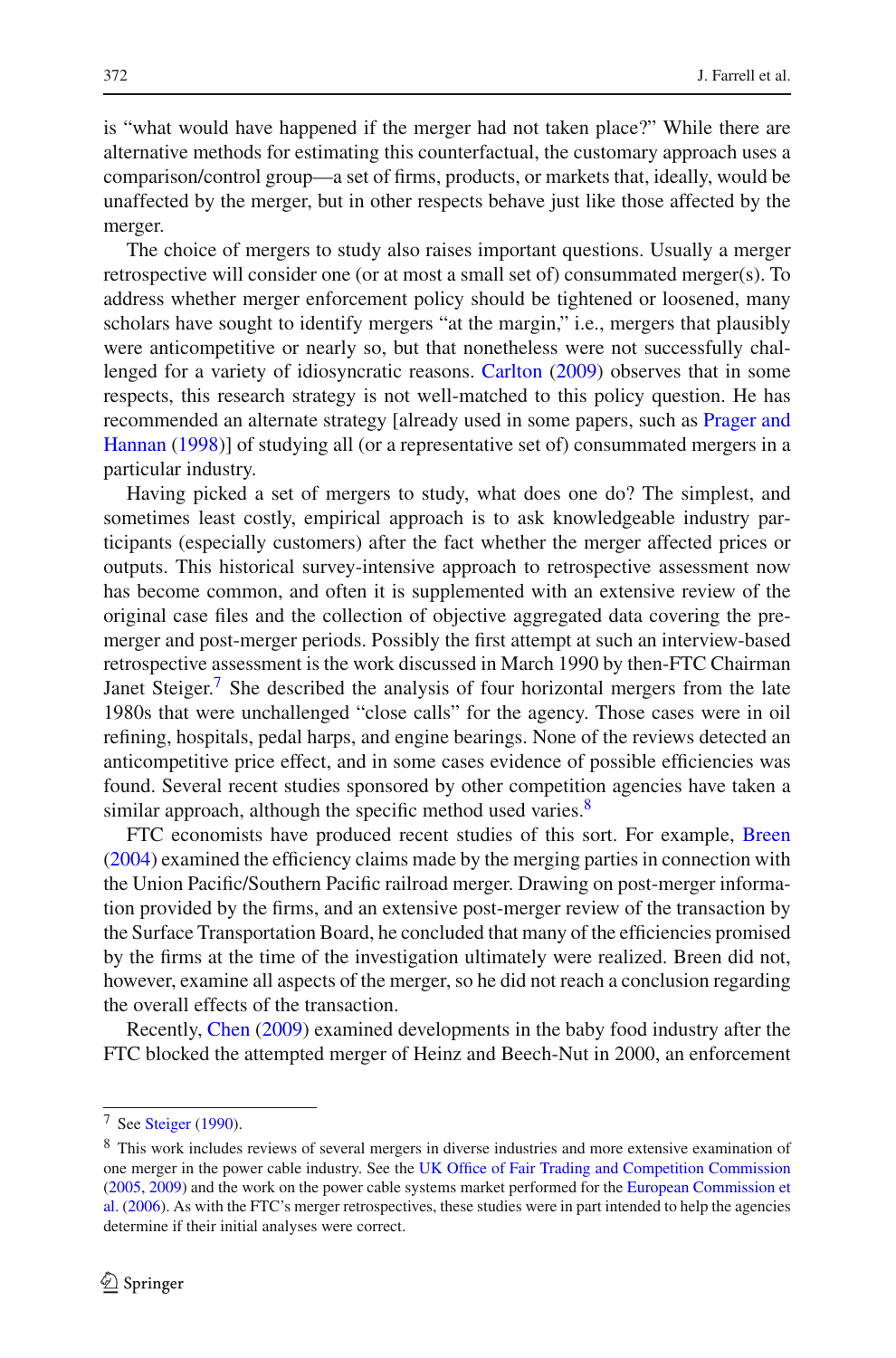is "what would have happened if the merger had not taken place?" While there are alternative methods for estimating this counterfactual, the customary approach uses a comparison/control group—a set of firms, products, or markets that, ideally, would be unaffected by the merger, but in other respects behave just like those affected by the merger.

The choice of mergers to study also raises important questions. Usually a merger retrospective will consider one (or at most a small set of) consummated merger(s). To address whether merger enforcement policy should be tightened or loosened, many scholars have sought to identify mergers "at the margin," i.e., mergers that plausibly were anticompetitive or nearly so, but that nonetheless were not successfully challenged for a variety of idiosyncratic reasons. Carlton (2009) observes that in some respects, this research strategy is not well-matched to this policy question. He has recommended an alternate strategy [already used in some papers, such as Prager and Hannan (1998)] of studying all (or a representative set of) consummated mergers in a particular industry.

Having picked a set of mergers to study, what does one do? The simplest, and sometimes least costly, empirical approach is to ask knowledgeable industry participants (especially customers) after the fact whether the merger affected prices or outputs. This historical survey-intensive approach to retrospective assessment now has become common, and often it is supplemented with an extensive review of the original case files and the collection of objective aggregated data covering the pre-merger and post-merger periods. Possibly the first attempt at such an interview-based retrospective assessment is the work discussed in March 1990 by then-FTC Chairman Janet Steiger.[7] She described the analysis of four horizontal mergers from the late 1980s that were unchallenged "close calls" for the agency. Those cases were in oil refining, hospitals, pedal harps, and engine bearings. None of the reviews detected an anticompetitive price effect, and in some cases evidence of possible efficiencies was found. Several recent studies sponsored by other competition agencies have taken a similar approach, although the specific method used varies.[8]

FTC economists have produced recent studies of this sort. For example, Breen (2004) examined the efficiency claims made by the merging parties in connection with the Union Pacific/Southern Pacific railroad merger. Drawing on post-merger information provided by the firms, and an extensive post-merger review of the transaction by the Surface Transportation Board, he concluded that many of the efficiencies promised by the firms at the time of the investigation ultimately were realized. Breen did not, however, examine all aspects of the merger, so he did not reach a conclusion regarding the overall effects of the transaction.

Recently, Chen (2009) examined developments in the baby food industry after the FTC blocked the attempted merger of Heinz and Beech-Nut in 2000, an enforcement

---

[7] See Steiger (1990).

[8] This work includes reviews of several mergers in diverse industries and more extensive examination of one merger in the power cable industry. See the UK Office of Fair Trading and Competition Commission (2005, 2009) and the work on the power cable systems market performed for the European Commission et al. (2006). As with the FTC's merger retrospectives, these studies were in part intended to help the agencies determine if their initial analyses were correct.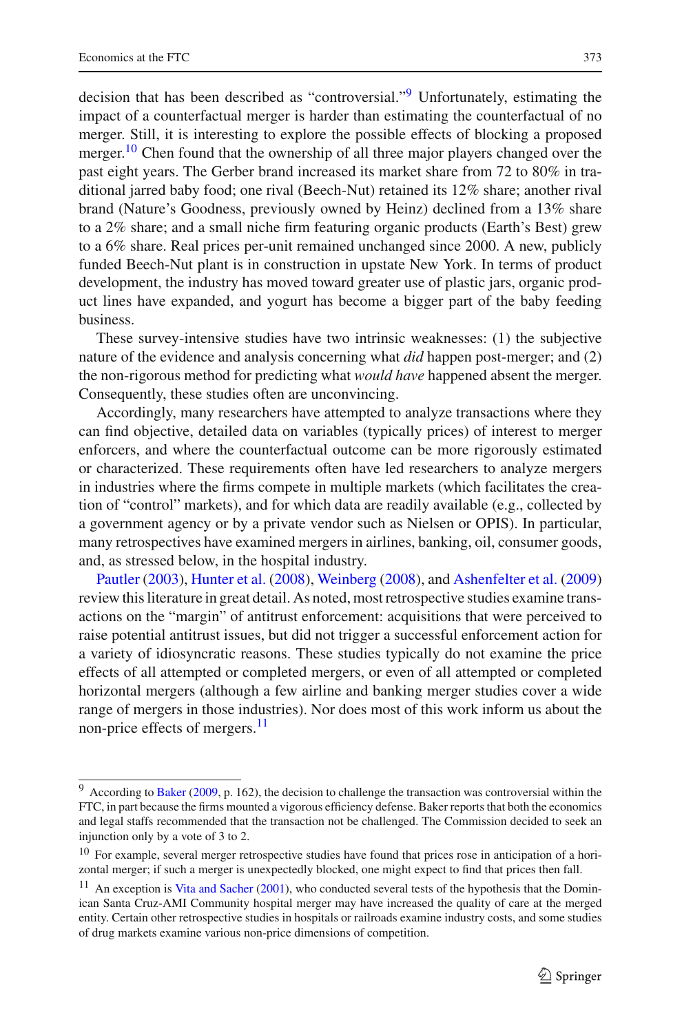decision that has been described as "controversial."[9] Unfortunately, estimating the impact of a counterfactual merger is harder than estimating the counterfactual of no merger. Still, it is interesting to explore the possible effects of blocking a proposed merger.[10] Chen found that the ownership of all three major players changed over the past eight years. The Gerber brand increased its market share from 72 to 80% in traditional jarred baby food; one rival (Beech-Nut) retained its 12% share; another rival brand (Nature's Goodness, previously owned by Heinz) declined from a 13% share to a 2% share; and a small niche firm featuring organic products (Earth's Best) grew to a 6% share. Real prices per-unit remained unchanged since 2000. A new, publicly funded Beech-Nut plant is in construction in upstate New York. In terms of product development, the industry has moved toward greater use of plastic jars, organic product lines have expanded, and yogurt has become a bigger part of the baby feeding business.

These survey-intensive studies have two intrinsic weaknesses: (1) the subjective nature of the evidence and analysis concerning what *did* happen post-merger; and (2) the non-rigorous method for predicting what *would have* happened absent the merger. Consequently, these studies often are unconvincing.

Accordingly, many researchers have attempted to analyze transactions where they can find objective, detailed data on variables (typically prices) of interest to merger enforcers, and where the counterfactual outcome can be more rigorously estimated or characterized. These requirements often have led researchers to analyze mergers in industries where the firms compete in multiple markets (which facilitates the creation of "control" markets), and for which data are readily available (e.g., collected by a government agency or by a private vendor such as Nielsen or OPIS). In particular, many retrospectives have examined mergers in airlines, banking, oil, consumer goods, and, as stressed below, in the hospital industry.

Pautler (2003), Hunter et al. (2008), Weinberg (2008), and Ashenfelter et al. (2009) review this literature in great detail. As noted, most retrospective studies examine transactions on the "margin" of antitrust enforcement: acquisitions that were perceived to raise potential antitrust issues, but did not trigger a successful enforcement action for a variety of idiosyncratic reasons. These studies typically do not examine the price effects of all attempted or completed mergers, or even of all attempted or completed horizontal mergers (although a few airline and banking merger studies cover a wide range of mergers in those industries). Nor does most of this work inform us about the non-price effects of mergers.[11]

---

[9] According to Baker (2009, p. 162), the decision to challenge the transaction was controversial within the FTC, in part because the firms mounted a vigorous efficiency defense. Baker reports that both the economics and legal staffs recommended that the transaction not be challenged. The Commission decided to seek an injunction only by a vote of 3 to 2.

[10] For example, several merger retrospective studies have found that prices rose in anticipation of a horizontal merger; if such a merger is unexpectedly blocked, one might expect to find that prices then fall.

[11] An exception is Vita and Sacher (2001), who conducted several tests of the hypothesis that the Dominican Santa Cruz-AMI Community hospital merger may have increased the quality of care at the merged entity. Certain other retrospective studies in hospitals or railroads examine industry costs, and some studies of drug markets examine various non-price dimensions of competition.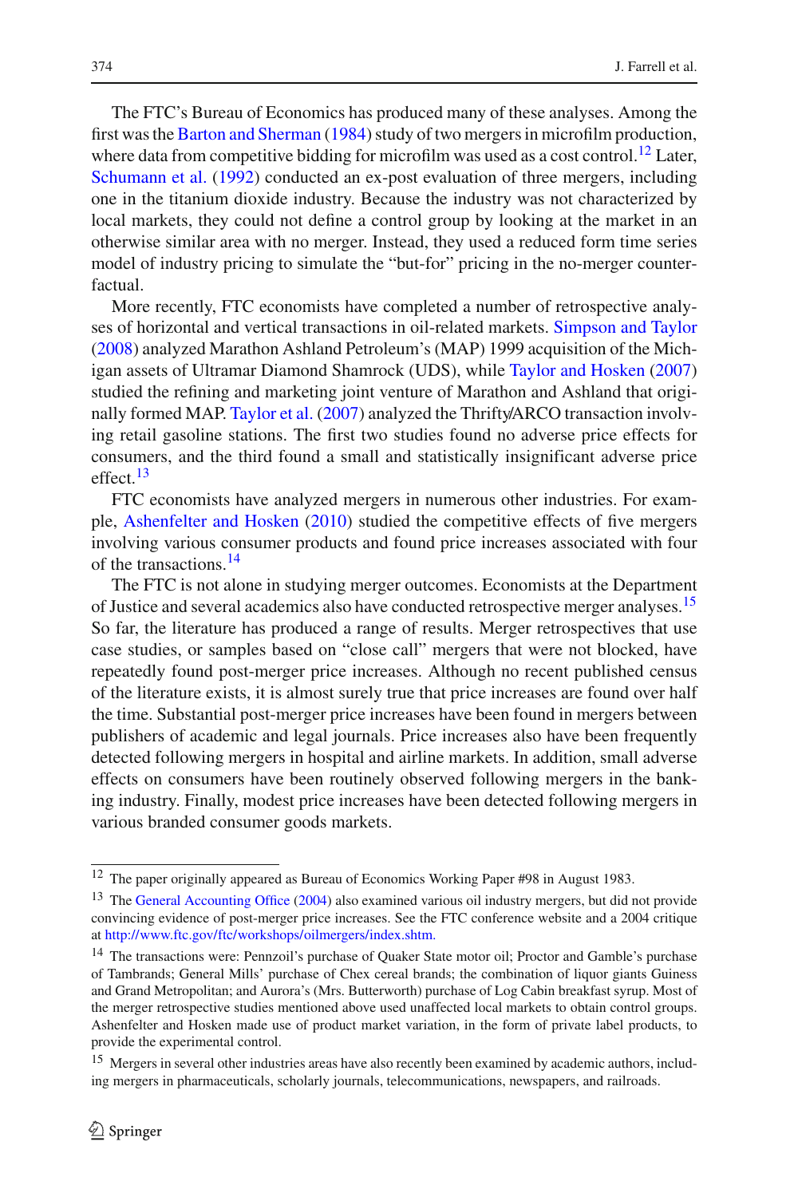The FTC's Bureau of Economics has produced many of these analyses. Among the first was the Barton and Sherman (1984) study of two mergers in microfilm production, where data from competitive bidding for microfilm was used as a cost control.[12] Later, Schumann et al. (1992) conducted an ex-post evaluation of three mergers, including one in the titanium dioxide industry. Because the industry was not characterized by local markets, they could not define a control group by looking at the market in an otherwise similar area with no merger. Instead, they used a reduced form time series model of industry pricing to simulate the "but-for" pricing in the no-merger counterfactual.

More recently, FTC economists have completed a number of retrospective analyses of horizontal and vertical transactions in oil-related markets. Simpson and Taylor (2008) analyzed Marathon Ashland Petroleum's (MAP) 1999 acquisition of the Michigan assets of Ultramar Diamond Shamrock (UDS), while Taylor and Hosken (2007) studied the refining and marketing joint venture of Marathon and Ashland that originally formed MAP. Taylor et al. (2007) analyzed the Thrifty/ARCO transaction involving retail gasoline stations. The first two studies found no adverse price effects for consumers, and the third found a small and statistically insignificant adverse price effect.[13]

FTC economists have analyzed mergers in numerous other industries. For example, Ashenfelter and Hosken (2010) studied the competitive effects of five mergers involving various consumer products and found price increases associated with four of the transactions.[14]

The FTC is not alone in studying merger outcomes. Economists at the Department of Justice and several academics also have conducted retrospective merger analyses.[15] So far, the literature has produced a range of results. Merger retrospectives that use case studies, or samples based on "close call" mergers that were not blocked, have repeatedly found post-merger price increases. Although no recent published census of the literature exists, it is almost surely true that price increases are found over half the time. Substantial post-merger price increases have been found in mergers between publishers of academic and legal journals. Price increases also have been frequently detected following mergers in hospital and airline markets. In addition, small adverse effects on consumers have been routinely observed following mergers in the banking industry. Finally, modest price increases have been detected following mergers in various branded consumer goods markets.

---

[12] The paper originally appeared as Bureau of Economics Working Paper #98 in August 1983.

[13] The General Accounting Office (2004) also examined various oil industry mergers, but did not provide convincing evidence of post-merger price increases. See the FTC conference website and a 2004 critique at http://www.ftc.gov/ftc/workshops/oilmergers/index.shtm.

[14] The transactions were: Pennzoil's purchase of Quaker State motor oil; Proctor and Gamble's purchase of Tambrands; General Mills' purchase of Chex cereal brands; the combination of liquor giants Guiness and Grand Metropolitan; and Aurora's (Mrs. Butterworth) purchase of Log Cabin breakfast syrup. Most of the merger retrospective studies mentioned above used unaffected local markets to obtain control groups. Ashenfelter and Hosken made use of product market variation, in the form of private label products, to provide the experimental control.

[15] Mergers in several other industries areas have also recently been examined by academic authors, including mergers in pharmaceuticals, scholarly journals, telecommunications, newspapers, and railroads.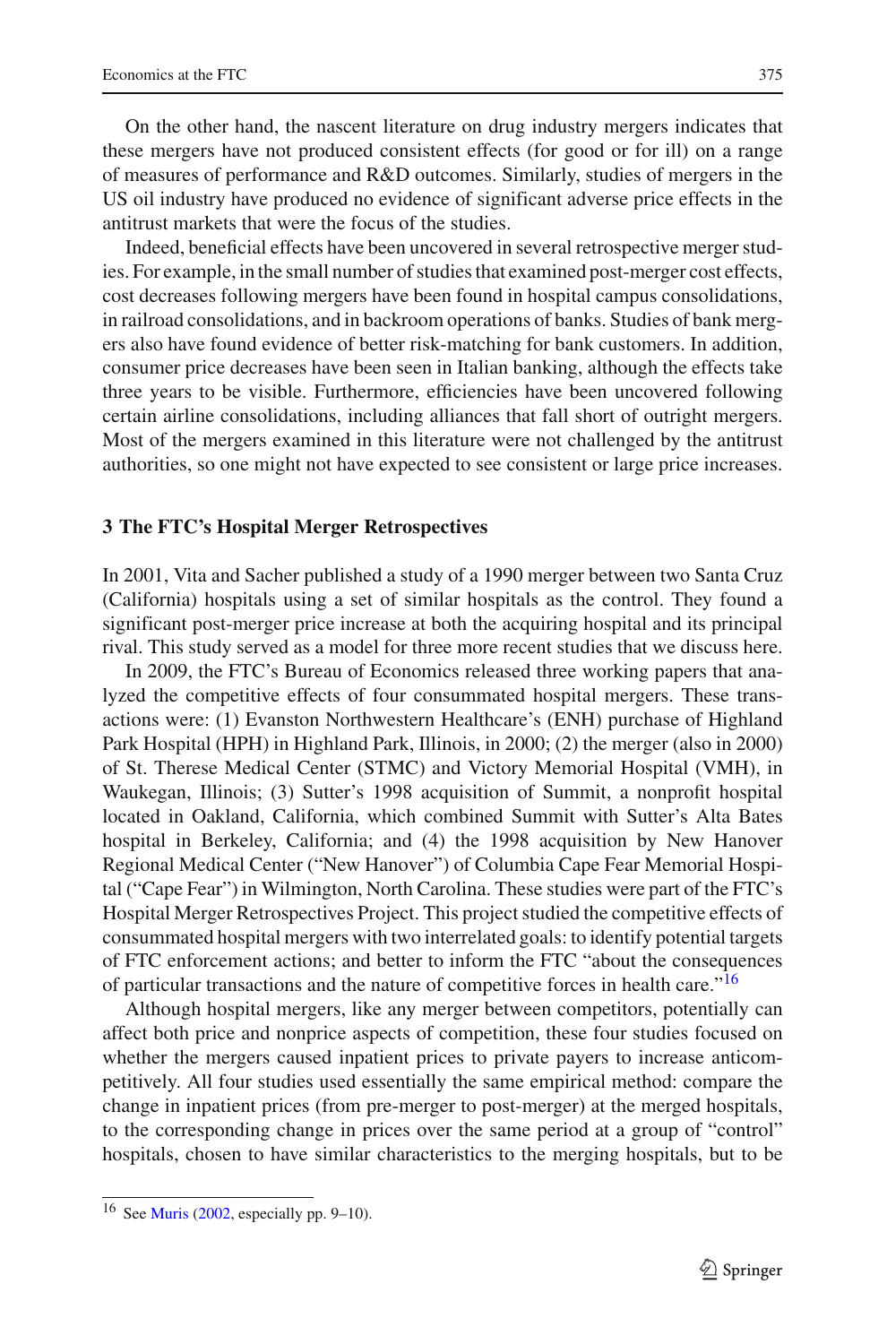On the other hand, the nascent literature on drug industry mergers indicates that these mergers have not produced consistent effects (for good or for ill) on a range of measures of performance and R&D outcomes. Similarly, studies of mergers in the US oil industry have produced no evidence of significant adverse price effects in the antitrust markets that were the focus of the studies.

Indeed, beneficial effects have been uncovered in several retrospective merger studies. For example, in the small number of studies that examined post-merger cost effects, cost decreases following mergers have been found in hospital campus consolidations, in railroad consolidations, and in backroom operations of banks. Studies of bank mergers also have found evidence of better risk-matching for bank customers. In addition, consumer price decreases have been seen in Italian banking, although the effects take three years to be visible. Furthermore, efficiencies have been uncovered following certain airline consolidations, including alliances that fall short of outright mergers. Most of the mergers examined in this literature were not challenged by the antitrust authorities, so one might not have expected to see consistent or large price increases.

## 3 The FTC's Hospital Merger Retrospectives

In 2001, Vita and Sacher published a study of a 1990 merger between two Santa Cruz (California) hospitals using a set of similar hospitals as the control. They found a significant post-merger price increase at both the acquiring hospital and its principal rival. This study served as a model for three more recent studies that we discuss here.

In 2009, the FTC's Bureau of Economics released three working papers that analyzed the competitive effects of four consummated hospital mergers. These transactions were: (1) Evanston Northwestern Healthcare's (ENH) purchase of Highland Park Hospital (HPH) in Highland Park, Illinois, in 2000; (2) the merger (also in 2000) of St. Therese Medical Center (STMC) and Victory Memorial Hospital (VMH), in Waukegan, Illinois; (3) Sutter's 1998 acquisition of Summit, a nonprofit hospital located in Oakland, California, which combined Summit with Sutter's Alta Bates hospital in Berkeley, California; and (4) the 1998 acquisition by New Hanover Regional Medical Center ("New Hanover") of Columbia Cape Fear Memorial Hospital ("Cape Fear") in Wilmington, North Carolina. These studies were part of the FTC's Hospital Merger Retrospectives Project. This project studied the competitive effects of consummated hospital mergers with two interrelated goals: to identify potential targets of FTC enforcement actions; and better to inform the FTC "about the consequences of particular transactions and the nature of competitive forces in health care."[16]

Although hospital mergers, like any merger between competitors, potentially can affect both price and nonprice aspects of competition, these four studies focused on whether the mergers caused inpatient prices to private payers to increase anticompetitively. All four studies used essentially the same empirical method: compare the change in inpatient prices (from pre-merger to post-merger) at the merged hospitals, to the corresponding change in prices over the same period at a group of "control" hospitals, chosen to have similar characteristics to the merging hospitals, but to be

[16] See Muris (2002, especially pp. 9–10).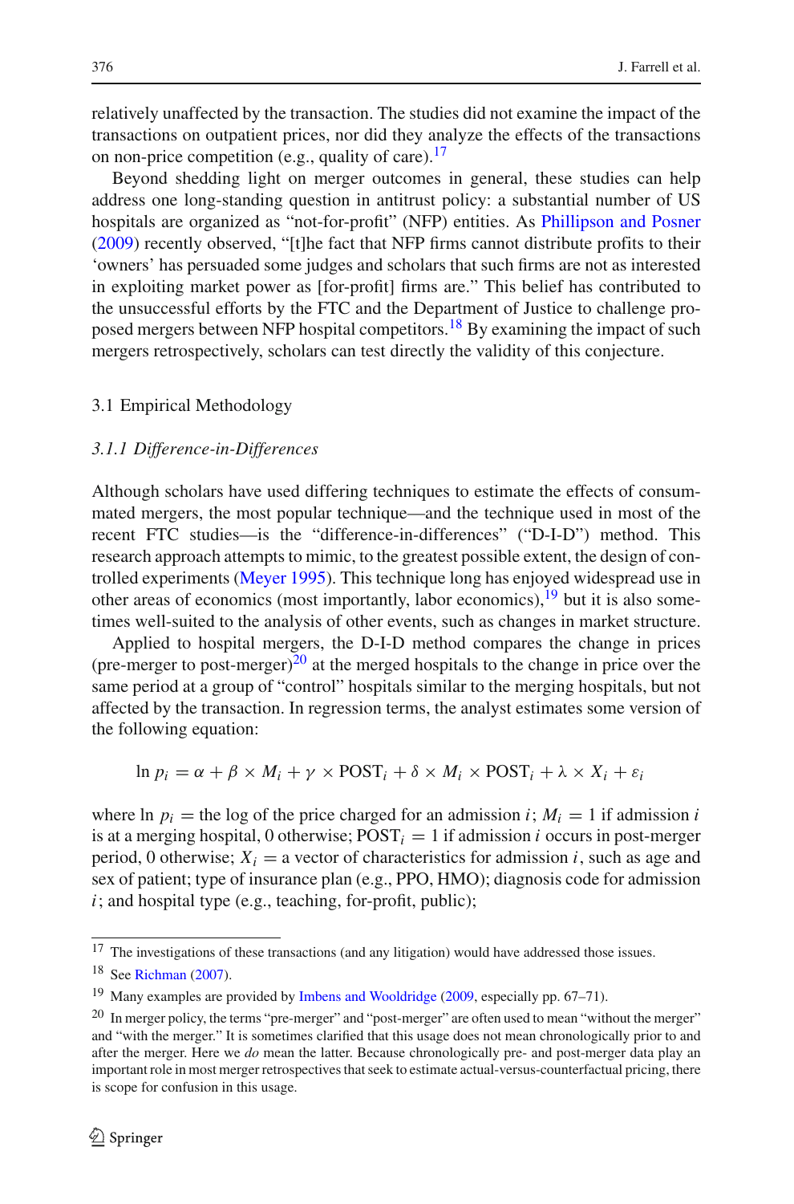relatively unaffected by the transaction. The studies did not examine the impact of the transactions on outpatient prices, nor did they analyze the effects of the transactions on non-price competition (e.g., quality of care).[17]

Beyond shedding light on merger outcomes in general, these studies can help address one long-standing question in antitrust policy: a substantial number of US hospitals are organized as "not-for-profit" (NFP) entities. As Phillipson and Posner (2009) recently observed, "[t]he fact that NFP firms cannot distribute profits to their 'owners' has persuaded some judges and scholars that such firms are not as interested in exploiting market power as [for-profit] firms are." This belief has contributed to the unsuccessful efforts by the FTC and the Department of Justice to challenge proposed mergers between NFP hospital competitors.[18] By examining the impact of such mergers retrospectively, scholars can test directly the validity of this conjecture.

## 3.1 Empirical Methodology

### *3.1.1 Difference-in-Differences*

Although scholars have used differing techniques to estimate the effects of consummated mergers, the most popular technique—and the technique used in most of the recent FTC studies—is the "difference-in-differences" ("D-I-D") method. This research approach attempts to mimic, to the greatest possible extent, the design of controlled experiments (Meyer 1995). This technique long has enjoyed widespread use in other areas of economics (most importantly, labor economics),[19] but it is also sometimes well-suited to the analysis of other events, such as changes in market structure.

Applied to hospital mergers, the D-I-D method compares the change in prices (pre-merger to post-merger)[20] at the merged hospitals to the change in price over the same period at a group of "control" hospitals similar to the merging hospitals, but not affected by the transaction. In regression terms, the analyst estimates some version of the following equation:

$$\ln p_i = \alpha + \beta \times M_i + \gamma \times \text{POST}_i + \delta \times M_i \times \text{POST}_i + \lambda \times X_i + \varepsilon_i$$

where $\ln p_i$ = the log of the price charged for an admission $i$; $M_i = 1$ if admission $i$ is at a merging hospital, 0 otherwise; $\text{POST}_i = 1$ if admission $i$ occurs in post-merger period, 0 otherwise; $X_i$ = a vector of characteristics for admission $i$, such as age and sex of patient; type of insurance plan (e.g., PPO, HMO); diagnosis code for admission $i$; and hospital type (e.g., teaching, for-profit, public);

---

[17] The investigations of these transactions (and any litigation) would have addressed those issues.

[18] See Richman (2007).

[19] Many examples are provided by Imbens and Wooldridge (2009, especially pp. 67–71).

[20] In merger policy, the terms "pre-merger" and "post-merger" are often used to mean "without the merger" and "with the merger." It is sometimes clarified that this usage does not mean chronologically prior to and after the merger. Here we *do* mean the latter. Because chronologically pre- and post-merger data play an important role in most merger retrospectives that seek to estimate actual-versus-counterfactual pricing, there is scope for confusion in this usage.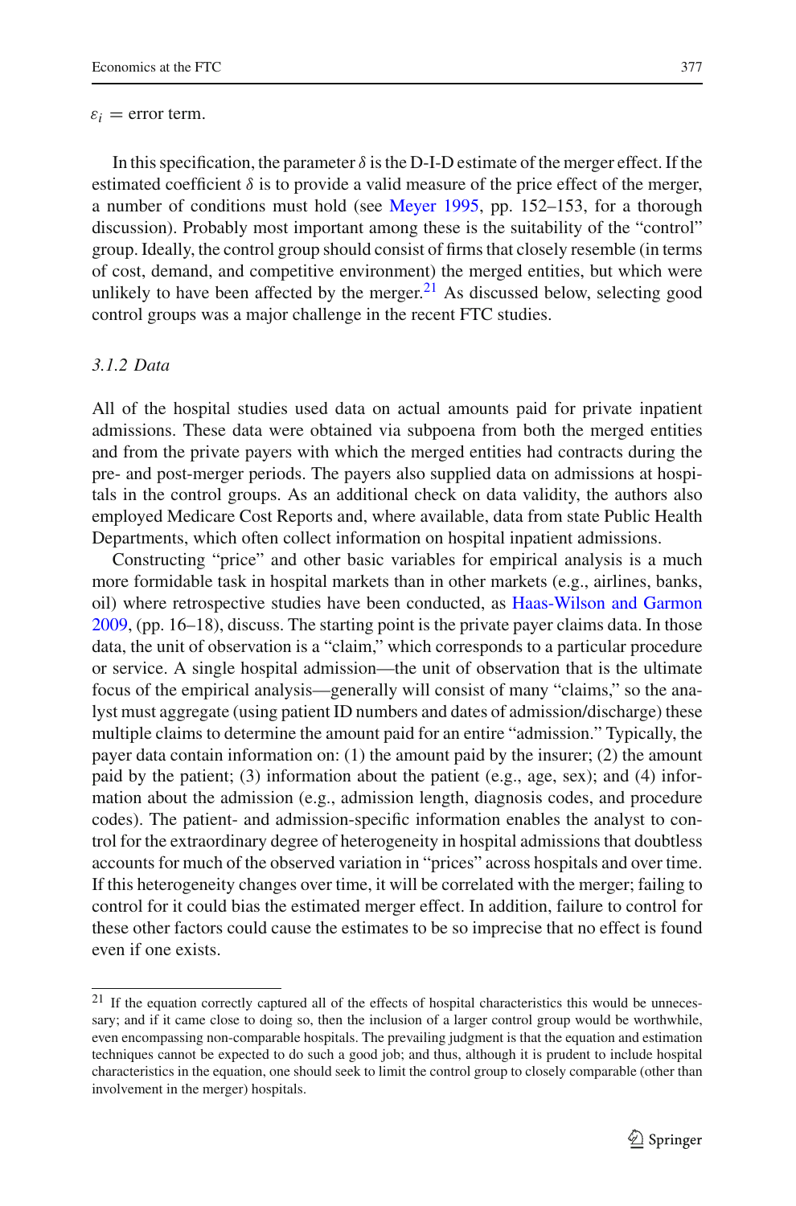$\varepsilon_i$ = error term.

In this specification, the parameter $\delta$ is the D-I-D estimate of the merger effect. If the estimated coefficient $\delta$ is to provide a valid measure of the price effect of the merger, a number of conditions must hold (see Meyer 1995, pp. 152–153, for a thorough discussion). Probably most important among these is the suitability of the "control" group. Ideally, the control group should consist of firms that closely resemble (in terms of cost, demand, and competitive environment) the merged entities, but which were unlikely to have been affected by the merger.[21] As discussed below, selecting good control groups was a major challenge in the recent FTC studies.

### *3.1.2 Data*

All of the hospital studies used data on actual amounts paid for private inpatient admissions. These data were obtained via subpoena from both the merged entities and from the private payers with which the merged entities had contracts during the pre- and post-merger periods. The payers also supplied data on admissions at hospitals in the control groups. As an additional check on data validity, the authors also employed Medicare Cost Reports and, where available, data from state Public Health Departments, which often collect information on hospital inpatient admissions.

Constructing "price" and other basic variables for empirical analysis is a much more formidable task in hospital markets than in other markets (e.g., airlines, banks, oil) where retrospective studies have been conducted, as Haas-Wilson and Garmon 2009, (pp. 16–18), discuss. The starting point is the private payer claims data. In those data, the unit of observation is a "claim," which corresponds to a particular procedure or service. A single hospital admission—the unit of observation that is the ultimate focus of the empirical analysis—generally will consist of many "claims," so the analyst must aggregate (using patient ID numbers and dates of admission/discharge) these multiple claims to determine the amount paid for an entire "admission." Typically, the payer data contain information on: (1) the amount paid by the insurer; (2) the amount paid by the patient; (3) information about the patient (e.g., age, sex); and (4) information about the admission (e.g., admission length, diagnosis codes, and procedure codes). The patient- and admission-specific information enables the analyst to control for the extraordinary degree of heterogeneity in hospital admissions that doubtless accounts for much of the observed variation in "prices" across hospitals and over time. If this heterogeneity changes over time, it will be correlated with the merger; failing to control for it could bias the estimated merger effect. In addition, failure to control for these other factors could cause the estimates to be so imprecise that no effect is found even if one exists.

---

[21] If the equation correctly captured all of the effects of hospital characteristics this would be unnecessary; and if it came close to doing so, then the inclusion of a larger control group would be worthwhile, even encompassing non-comparable hospitals. The prevailing judgment is that the equation and estimation techniques cannot be expected to do such a good job; and thus, although it is prudent to include hospital characteristics in the equation, one should seek to limit the control group to closely comparable (other than involvement in the merger) hospitals.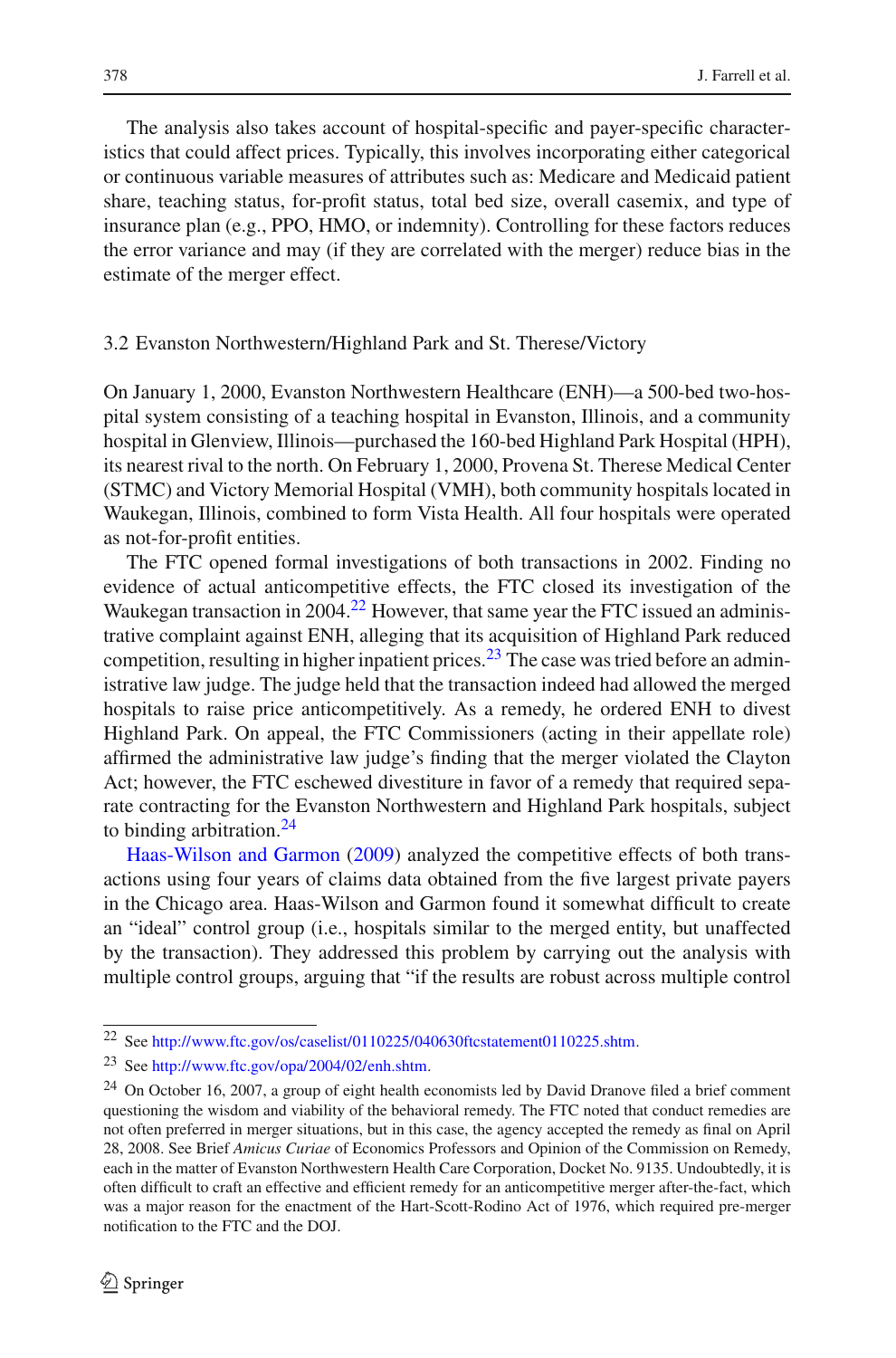The analysis also takes account of hospital-specific and payer-specific characteristics that could affect prices. Typically, this involves incorporating either categorical or continuous variable measures of attributes such as: Medicare and Medicaid patient share, teaching status, for-profit status, total bed size, overall casemix, and type of insurance plan (e.g., PPO, HMO, or indemnity). Controlling for these factors reduces the error variance and may (if they are correlated with the merger) reduce bias in the estimate of the merger effect.

### 3.2 Evanston Northwestern/Highland Park and St. Therese/Victory

On January 1, 2000, Evanston Northwestern Healthcare (ENH)—a 500-bed two-hospital system consisting of a teaching hospital in Evanston, Illinois, and a community hospital in Glenview, Illinois—purchased the 160-bed Highland Park Hospital (HPH), its nearest rival to the north. On February 1, 2000, Provena St. Therese Medical Center (STMC) and Victory Memorial Hospital (VMH), both community hospitals located in Waukegan, Illinois, combined to form Vista Health. All four hospitals were operated as not-for-profit entities.

The FTC opened formal investigations of both transactions in 2002. Finding no evidence of actual anticompetitive effects, the FTC closed its investigation of the Waukegan transaction in 2004.[22] However, that same year the FTC issued an administrative complaint against ENH, alleging that its acquisition of Highland Park reduced competition, resulting in higher inpatient prices.[23] The case was tried before an administrative law judge. The judge held that the transaction indeed had allowed the merged hospitals to raise price anticompetitively. As a remedy, he ordered ENH to divest Highland Park. On appeal, the FTC Commissioners (acting in their appellate role) affirmed the administrative law judge's finding that the merger violated the Clayton Act; however, the FTC eschewed divestiture in favor of a remedy that required separate contracting for the Evanston Northwestern and Highland Park hospitals, subject to binding arbitration.[24]

Haas-Wilson and Garmon (2009) analyzed the competitive effects of both transactions using four years of claims data obtained from the five largest private payers in the Chicago area. Haas-Wilson and Garmon found it somewhat difficult to create an "ideal" control group (i.e., hospitals similar to the merged entity, but unaffected by the transaction). They addressed this problem by carrying out the analysis with multiple control groups, arguing that "if the results are robust across multiple control

---

[22] See http://www.ftc.gov/os/caselist/0110225/040630ftcstatement0110225.shtm.

[23] See http://www.ftc.gov/opa/2004/02/enh.shtm.

[24] On October 16, 2007, a group of eight health economists led by David Dranove filed a brief comment questioning the wisdom and viability of the behavioral remedy. The FTC noted that conduct remedies are not often preferred in merger situations, but in this case, the agency accepted the remedy as final on April 28, 2008. See Brief *Amicus Curiae* of Economics Professors and Opinion of the Commission on Remedy, each in the matter of Evanston Northwestern Health Care Corporation, Docket No. 9135. Undoubtedly, it is often difficult to craft an effective and efficient remedy for an anticompetitive merger after-the-fact, which was a major reason for the enactment of the Hart-Scott-Rodino Act of 1976, which required pre-merger notification to the FTC and the DOJ.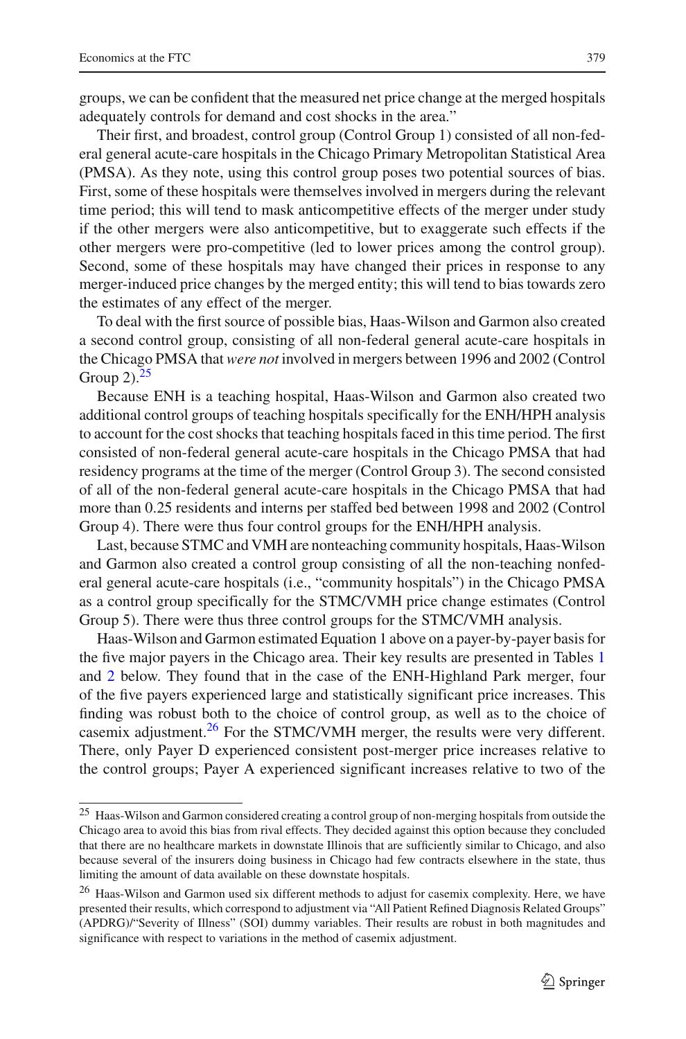groups, we can be confident that the measured net price change at the merged hospitals adequately controls for demand and cost shocks in the area."

Their first, and broadest, control group (Control Group 1) consisted of all non-federal general acute-care hospitals in the Chicago Primary Metropolitan Statistical Area (PMSA). As they note, using this control group poses two potential sources of bias. First, some of these hospitals were themselves involved in mergers during the relevant time period; this will tend to mask anticompetitive effects of the merger under study if the other mergers were also anticompetitive, but to exaggerate such effects if the other mergers were pro-competitive (led to lower prices among the control group). Second, some of these hospitals may have changed their prices in response to any merger-induced price changes by the merged entity; this will tend to bias towards zero the estimates of any effect of the merger.

To deal with the first source of possible bias, Haas-Wilson and Garmon also created a second control group, consisting of all non-federal general acute-care hospitals in the Chicago PMSA that *were not* involved in mergers between 1996 and 2002 (Control Group 2).[25]

Because ENH is a teaching hospital, Haas-Wilson and Garmon also created two additional control groups of teaching hospitals specifically for the ENH/HPH analysis to account for the cost shocks that teaching hospitals faced in this time period. The first consisted of non-federal general acute-care hospitals in the Chicago PMSA that had residency programs at the time of the merger (Control Group 3). The second consisted of all of the non-federal general acute-care hospitals in the Chicago PMSA that had more than 0.25 residents and interns per staffed bed between 1998 and 2002 (Control Group 4). There were thus four control groups for the ENH/HPH analysis.

Last, because STMC and VMH are nonteaching community hospitals, Haas-Wilson and Garmon also created a control group consisting of all the non-teaching nonfederal general acute-care hospitals (i.e., "community hospitals") in the Chicago PMSA as a control group specifically for the STMC/VMH price change estimates (Control Group 5). There were thus three control groups for the STMC/VMH analysis.

Haas-Wilson and Garmon estimated Equation 1 above on a payer-by-payer basis for the five major payers in the Chicago area. Their key results are presented in Tables 1 and 2 below. They found that in the case of the ENH-Highland Park merger, four of the five payers experienced large and statistically significant price increases. This finding was robust both to the choice of control group, as well as to the choice of casemix adjustment.[26] For the STMC/VMH merger, the results were very different. There, only Payer D experienced consistent post-merger price increases relative to the control groups; Payer A experienced significant increases relative to two of the

---

[25] Haas-Wilson and Garmon considered creating a control group of non-merging hospitals from outside the Chicago area to avoid this bias from rival effects. They decided against this option because they concluded that there are no healthcare markets in downstate Illinois that are sufficiently similar to Chicago, and also because several of the insurers doing business in Chicago had few contracts elsewhere in the state, thus limiting the amount of data available on these downstate hospitals.

[26] Haas-Wilson and Garmon used six different methods to adjust for casemix complexity. Here, we have presented their results, which correspond to adjustment via "All Patient Refined Diagnosis Related Groups" (APDRG)/"Severity of Illness" (SOI) dummy variables. Their results are robust in both magnitudes and significance with respect to variations in the method of casemix adjustment.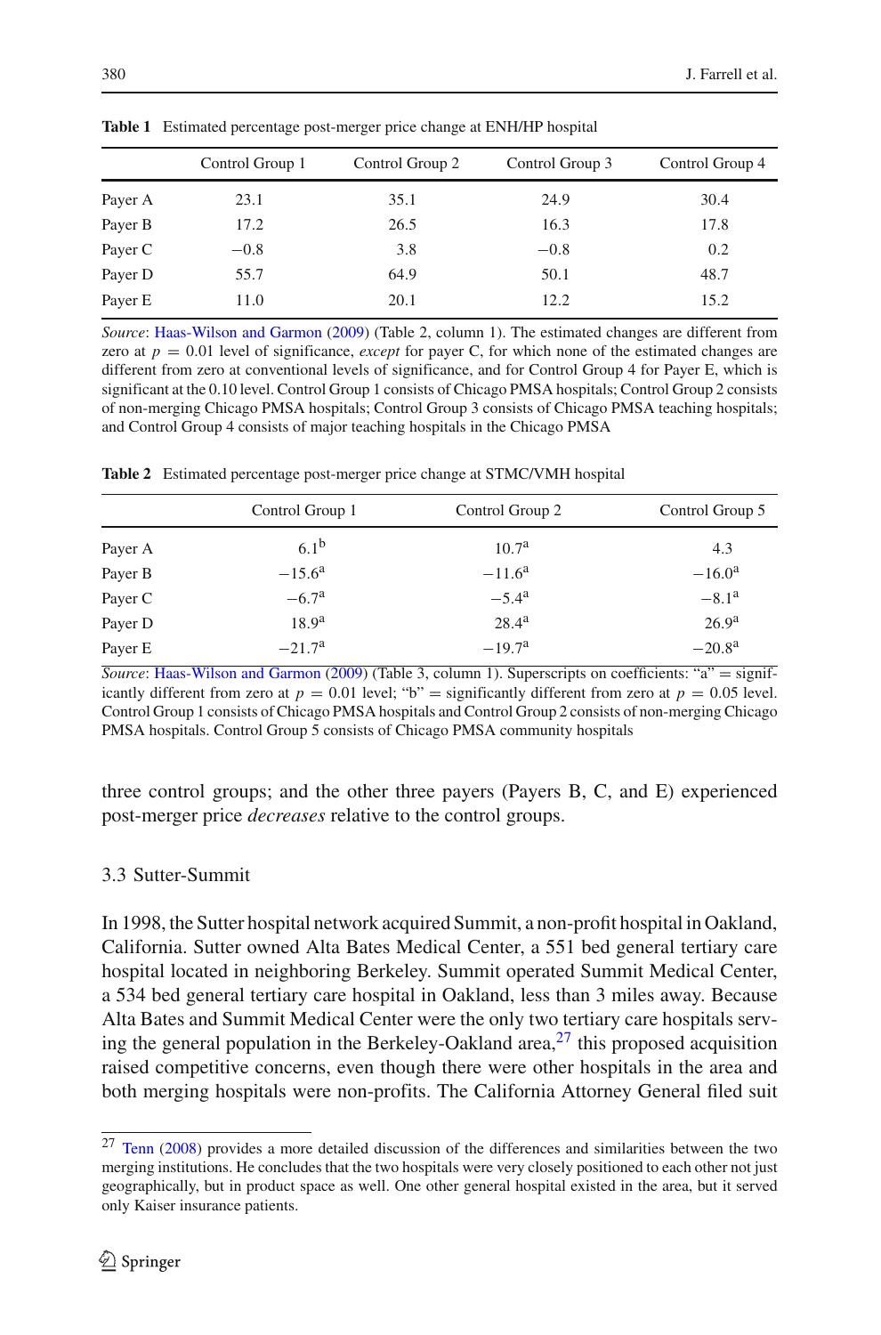**Table 1** Estimated percentage post-merger price change at ENH/HP hospital

| | Control Group 1 | Control Group 2 | Control Group 3 | Control Group 4 |
|---|---|---|---|---|
| Payer A | 23.1 | 35.1 | 24.9 | 30.4 |
| Payer B | 17.2 | 26.5 | 16.3 | 17.8 |
| Payer C | −0.8 | 3.8 | −0.8 | 0.2 |
| Payer D | 55.7 | 64.9 | 50.1 | 48.7 |
| Payer E | 11.0 | 20.1 | 12.2 | 15.2 |

*Source*: Haas-Wilson and Garmon (2009) (Table 2, column 1). The estimated changes are different from zero at $p = 0.01$ level of significance, *except* for payer C, for which none of the estimated changes are different from zero at conventional levels of significance, and for Control Group 4 for Payer E, which is significant at the 0.10 level. Control Group 1 consists of Chicago PMSA hospitals; Control Group 2 consists of non-merging Chicago PMSA hospitals; Control Group 3 consists of Chicago PMSA teaching hospitals; and Control Group 4 consists of major teaching hospitals in the Chicago PMSA

**Table 2** Estimated percentage post-merger price change at STMC/VMH hospital

| | Control Group 1 | Control Group 2 | Control Group 5 |
|---|---|---|---|
| Payer A | 6.1[b] | 10.7[a] | 4.3 |
| Payer B | −15.6[a] | −11.6[a] | −16.0[a] |
| Payer C | −6.7[a] | −5.4[a] | −8.1[a] |
| Payer D | 18.9[a] | 28.4[a] | 26.9[a] |
| Payer E | −21.7[a] | −19.7[a] | −20.8[a] |

*Source*: Haas-Wilson and Garmon (2009) (Table 3, column 1). Superscripts on coefficients: "a" = significantly different from zero at $p = 0.01$ level; "b" = significantly different from zero at $p = 0.05$ level. Control Group 1 consists of Chicago PMSA hospitals and Control Group 2 consists of non-merging Chicago PMSA hospitals. Control Group 5 consists of Chicago PMSA community hospitals

three control groups; and the other three payers (Payers B, C, and E) experienced post-merger price *decreases* relative to the control groups.

### 3.3 Sutter-Summit

In 1998, the Sutter hospital network acquired Summit, a non-profit hospital in Oakland, California. Sutter owned Alta Bates Medical Center, a 551 bed general tertiary care hospital located in neighboring Berkeley. Summit operated Summit Medical Center, a 534 bed general tertiary care hospital in Oakland, less than 3 miles away. Because Alta Bates and Summit Medical Center were the only two tertiary care hospitals serving the general population in the Berkeley-Oakland area,[27] this proposed acquisition raised competitive concerns, even though there were other hospitals in the area and both merging hospitals were non-profits. The California Attorney General filed suit

[27] Tenn (2008) provides a more detailed discussion of the differences and similarities between the two merging institutions. He concludes that the two hospitals were very closely positioned to each other not just geographically, but in product space as well. One other general hospital existed in the area, but it served only Kaiser insurance patients.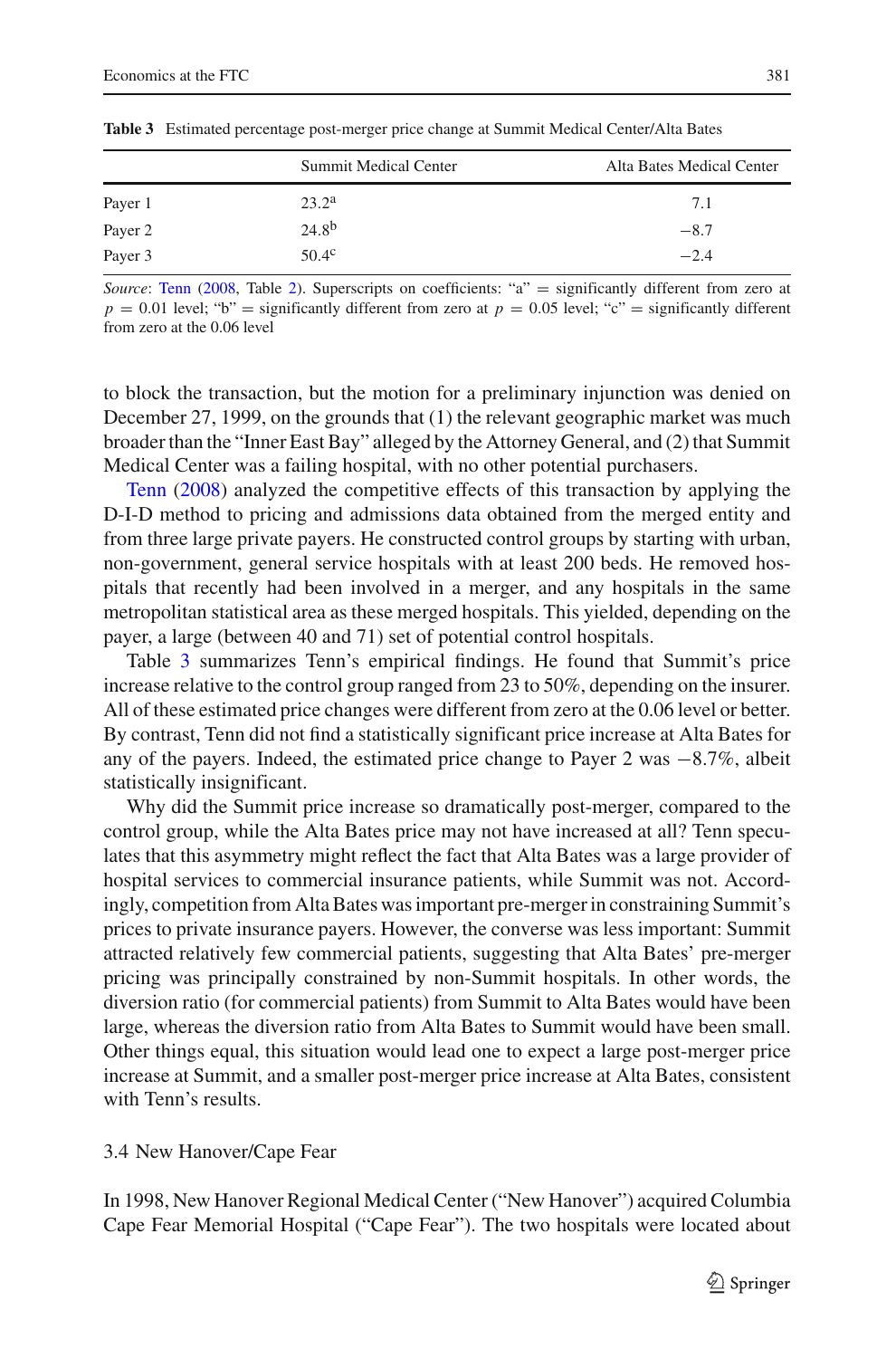**Table 3** Estimated percentage post-merger price change at Summit Medical Center/Alta Bates

| | Summit Medical Center | Alta Bates Medical Center |
|---|---|---|
| Payer 1 | 23.2[a] | 7.1 |
| Payer 2 | 24.8[b] | −8.7 |
| Payer 3 | 50.4[c] | −2.4 |

*Source*: Tenn (2008, Table 2). Superscripts on coefficients: "a" = significantly different from zero at $p = 0.01$ level; "b" = significantly different from zero at $p = 0.05$ level; "c" = significantly different from zero at the 0.06 level

to block the transaction, but the motion for a preliminary injunction was denied on December 27, 1999, on the grounds that (1) the relevant geographic market was much broader than the "Inner East Bay" alleged by the Attorney General, and (2) that Summit Medical Center was a failing hospital, with no other potential purchasers.

Tenn (2008) analyzed the competitive effects of this transaction by applying the D-I-D method to pricing and admissions data obtained from the merged entity and from three large private payers. He constructed control groups by starting with urban, non-government, general service hospitals with at least 200 beds. He removed hospitals that recently had been involved in a merger, and any hospitals in the same metropolitan statistical area as these merged hospitals. This yielded, depending on the payer, a large (between 40 and 71) set of potential control hospitals.

Table 3 summarizes Tenn's empirical findings. He found that Summit's price increase relative to the control group ranged from 23 to 50%, depending on the insurer. All of these estimated price changes were different from zero at the 0.06 level or better. By contrast, Tenn did not find a statistically significant price increase at Alta Bates for any of the payers. Indeed, the estimated price change to Payer 2 was −8.7%, albeit statistically insignificant.

Why did the Summit price increase so dramatically post-merger, compared to the control group, while the Alta Bates price may not have increased at all? Tenn speculates that this asymmetry might reflect the fact that Alta Bates was a large provider of hospital services to commercial insurance patients, while Summit was not. Accordingly, competition from Alta Bates was important pre-merger in constraining Summit's prices to private insurance payers. However, the converse was less important: Summit attracted relatively few commercial patients, suggesting that Alta Bates' pre-merger pricing was principally constrained by non-Summit hospitals. In other words, the diversion ratio (for commercial patients) from Summit to Alta Bates would have been large, whereas the diversion ratio from Alta Bates to Summit would have been small. Other things equal, this situation would lead one to expect a large post-merger price increase at Summit, and a smaller post-merger price increase at Alta Bates, consistent with Tenn's results.

### 3.4 New Hanover/Cape Fear

In 1998, New Hanover Regional Medical Center ("New Hanover") acquired Columbia Cape Fear Memorial Hospital ("Cape Fear"). The two hospitals were located about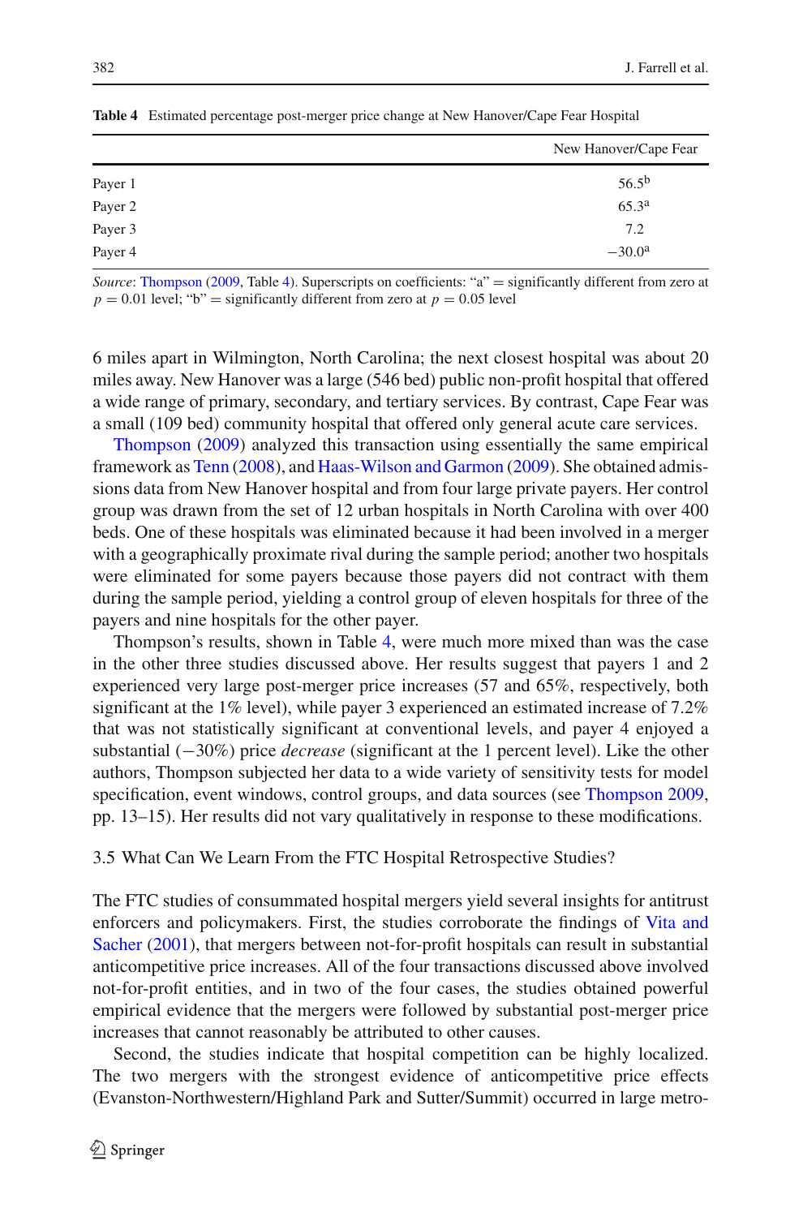**Table 4** Estimated percentage post-merger price change at New Hanover/Cape Fear Hospital

| | New Hanover/Cape Fear |
|---|---|
| Payer 1 | 56.5[b] |
| Payer 2 | 65.3[a] |
| Payer 3 | 7.2 |
| Payer 4 | −30.0[a] |

*Source*: Thompson (2009, Table 4). Superscripts on coefficients: "a" = significantly different from zero at $p = 0.01$ level; "b" = significantly different from zero at $p = 0.05$ level

6 miles apart in Wilmington, North Carolina; the next closest hospital was about 20 miles away. New Hanover was a large (546 bed) public non-profit hospital that offered a wide range of primary, secondary, and tertiary services. By contrast, Cape Fear was a small (109 bed) community hospital that offered only general acute care services.

Thompson (2009) analyzed this transaction using essentially the same empirical framework as Tenn (2008), and Haas-Wilson and Garmon (2009). She obtained admissions data from New Hanover hospital and from four large private payers. Her control group was drawn from the set of 12 urban hospitals in North Carolina with over 400 beds. One of these hospitals was eliminated because it had been involved in a merger with a geographically proximate rival during the sample period; another two hospitals were eliminated for some payers because those payers did not contract with them during the sample period, yielding a control group of eleven hospitals for three of the payers and nine hospitals for the other payer.

Thompson's results, shown in Table 4, were much more mixed than was the case in the other three studies discussed above. Her results suggest that payers 1 and 2 experienced very large post-merger price increases (57 and 65%, respectively, both significant at the 1% level), while payer 3 experienced an estimated increase of 7.2% that was not statistically significant at conventional levels, and payer 4 enjoyed a substantial (−30%) price *decrease* (significant at the 1 percent level). Like the other authors, Thompson subjected her data to a wide variety of sensitivity tests for model specification, event windows, control groups, and data sources (see Thompson 2009, pp. 13–15). Her results did not vary qualitatively in response to these modifications.

### 3.5 What Can We Learn From the FTC Hospital Retrospective Studies?

The FTC studies of consummated hospital mergers yield several insights for antitrust enforcers and policymakers. First, the studies corroborate the findings of Vita and Sacher (2001), that mergers between not-for-profit hospitals can result in substantial anticompetitive price increases. All of the four transactions discussed above involved not-for-profit entities, and in two of the four cases, the studies obtained powerful empirical evidence that the mergers were followed by substantial post-merger price increases that cannot reasonably be attributed to other causes.

Second, the studies indicate that hospital competition can be highly localized. The two mergers with the strongest evidence of anticompetitive price effects (Evanston-Northwestern/Highland Park and Sutter/Summit) occurred in large metro-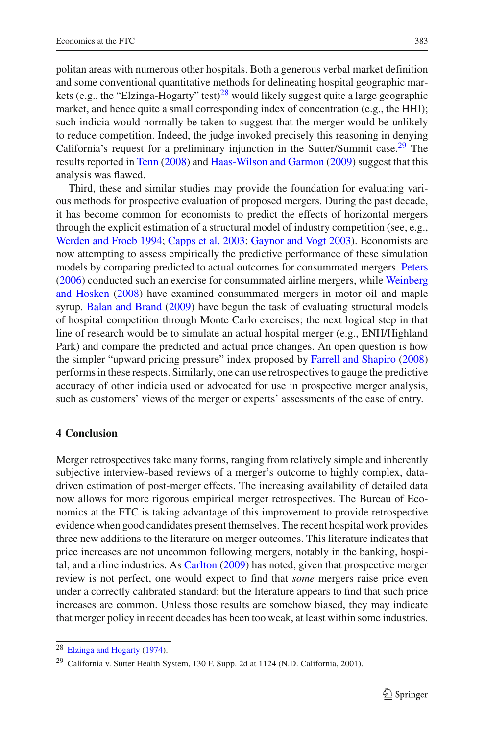politan areas with numerous other hospitals. Both a generous verbal market definition and some conventional quantitative methods for delineating hospital geographic markets (e.g., the "Elzinga-Hogarty" test)[28] would likely suggest quite a large geographic market, and hence quite a small corresponding index of concentration (e.g., the HHI); such indicia would normally be taken to suggest that the merger would be unlikely to reduce competition. Indeed, the judge invoked precisely this reasoning in denying California's request for a preliminary injunction in the Sutter/Summit case.[29] The results reported in Tenn (2008) and Haas-Wilson and Garmon (2009) suggest that this analysis was flawed.

Third, these and similar studies may provide the foundation for evaluating various methods for prospective evaluation of proposed mergers. During the past decade, it has become common for economists to predict the effects of horizontal mergers through the explicit estimation of a structural model of industry competition (see, e.g., Werden and Froeb 1994; Capps et al. 2003; Gaynor and Vogt 2003). Economists are now attempting to assess empirically the predictive performance of these simulation models by comparing predicted to actual outcomes for consummated mergers. Peters (2006) conducted such an exercise for consummated airline mergers, while Weinberg and Hosken (2008) have examined consummated mergers in motor oil and maple syrup. Balan and Brand (2009) have begun the task of evaluating structural models of hospital competition through Monte Carlo exercises; the next logical step in that line of research would be to simulate an actual hospital merger (e.g., ENH/Highland Park) and compare the predicted and actual price changes. An open question is how the simpler "upward pricing pressure" index proposed by Farrell and Shapiro (2008) performs in these respects. Similarly, one can use retrospectives to gauge the predictive accuracy of other indicia used or advocated for use in prospective merger analysis, such as customers' views of the merger or experts' assessments of the ease of entry.

## 4 Conclusion

Merger retrospectives take many forms, ranging from relatively simple and inherently subjective interview-based reviews of a merger's outcome to highly complex, data-driven estimation of post-merger effects. The increasing availability of detailed data now allows for more rigorous empirical merger retrospectives. The Bureau of Economics at the FTC is taking advantage of this improvement to provide retrospective evidence when good candidates present themselves. The recent hospital work provides three new additions to the literature on merger outcomes. This literature indicates that price increases are not uncommon following mergers, notably in the banking, hospital, and airline industries. As Carlton (2009) has noted, given that prospective merger review is not perfect, one would expect to find that *some* mergers raise price even under a correctly calibrated standard; but the literature appears to find that such price increases are common. Unless those results are somehow biased, they may indicate that merger policy in recent decades has been too weak, at least within some industries.

---

[28] Elzinga and Hogarty (1974).

[29] California v. Sutter Health System, 130 F. Supp. 2d at 1124 (N.D. California, 2001).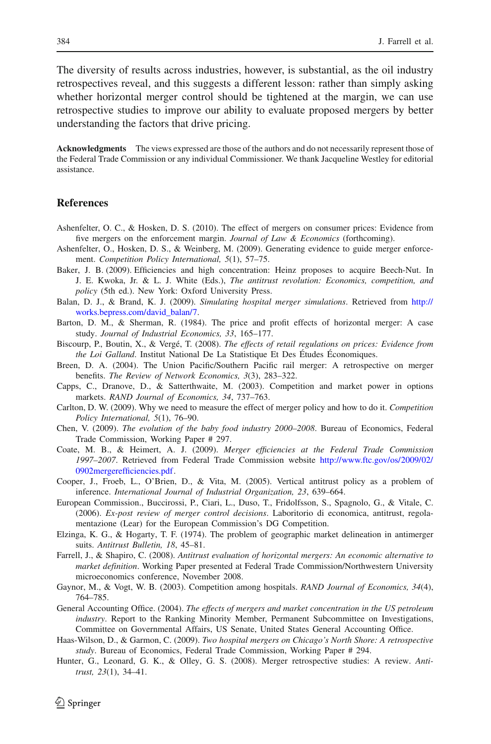The diversity of results across industries, however, is substantial, as the oil industry retrospectives reveal, and this suggests a different lesson: rather than simply asking whether horizontal merger control should be tightened at the margin, we can use retrospective studies to improve our ability to evaluate proposed mergers by better understanding the factors that drive pricing.

**Acknowledgments** The views expressed are those of the authors and do not necessarily represent those of the Federal Trade Commission or any individual Commissioner. We thank Jacqueline Westley for editorial assistance.

## References

Ashenfelter, O. C., & Hosken, D. S. (2010). The effect of mergers on consumer prices: Evidence from five mergers on the enforcement margin. *Journal of Law & Economics* (forthcoming).

Ashenfelter, O., Hosken, D. S., & Weinberg, M. (2009). Generating evidence to guide merger enforcement. *Competition Policy International, 5*(1), 57–75.

Baker, J. B. (2009). Efficiencies and high concentration: Heinz proposes to acquire Beech-Nut. In J. E. Kwoka, Jr. & L. J. White (Eds.), *The antitrust revolution: Economics, competition, and policy* (5th ed.). New York: Oxford University Press.

Balan, D. J., & Brand, K. J. (2009). *Simulating hospital merger simulations*. Retrieved from http://works.bepress.com/david_balan/7.

Barton, D. M., & Sherman, R. (1984). The price and profit effects of horizontal merger: A case study. *Journal of Industrial Economics, 33*, 165–177.

Biscourp, P., Boutin, X., & Vergé, T. (2008). *The effects of retail regulations on prices: Evidence from the Loi Galland*. Institut National De La Statistique Et Des Études Économiques.

Breen, D. A. (2004). The Union Pacific/Southern Pacific rail merger: A retrospective on merger benefits. *The Review of Network Economics, 3*(3), 283–322.

Capps, C., Dranove, D., & Satterthwaite, M. (2003). Competition and market power in options markets. *RAND Journal of Economics, 34*, 737–763.

Carlton, D. W. (2009). Why we need to measure the effect of merger policy and how to do it. *Competition Policy International, 5*(1), 76–90.

Chen, V. (2009). *The evolution of the baby food industry 2000–2008*. Bureau of Economics, Federal Trade Commission, Working Paper # 297.

Coate, M. B., & Heimert, A. J. (2009). *Merger efficiencies at the Federal Trade Commission 1997–2007*. Retrieved from Federal Trade Commission website http://www.ftc.gov/os/2009/02/0902mergerefficiencies.pdf.

Cooper, J., Froeb, L., O'Brien, D., & Vita, M. (2005). Vertical antitrust policy as a problem of inference. *International Journal of Industrial Organization, 23*, 639–664.

European Commission., Buccirossi, P., Ciari, L., Duso, T., Fridolfsson, S., Spagnolo, G., & Vitale, C. (2006). *Ex-post review of merger control decisions*. Laboritorio di economica, antitrust, regolamentazione (Lear) for the European Commission's DG Competition.

Elzinga, K. G., & Hogarty, T. F. (1974). The problem of geographic market delineation in antimerger suits. *Antitrust Bulletin, 18*, 45–81.

Farrell, J., & Shapiro, C. (2008). *Antitrust evaluation of horizontal mergers: An economic alternative to market definition*. Working Paper presented at Federal Trade Commission/Northwestern University microeconomics conference, November 2008.

Gaynor, M., & Vogt, W. B. (2003). Competition among hospitals. *RAND Journal of Economics, 34*(4), 764–785.

General Accounting Office. (2004). *The effects of mergers and market concentration in the US petroleum industry*. Report to the Ranking Minority Member, Permanent Subcommittee on Investigations, Committee on Governmental Affairs, US Senate, United States General Accounting Office.

Haas-Wilson, D., & Garmon, C. (2009). *Two hospital mergers on Chicago's North Shore: A retrospective study*. Bureau of Economics, Federal Trade Commission, Working Paper # 294.

Hunter, G., Leonard, G. K., & Olley, G. S. (2008). Merger retrospective studies: A review. *Antitrust, 23*(1), 34–41.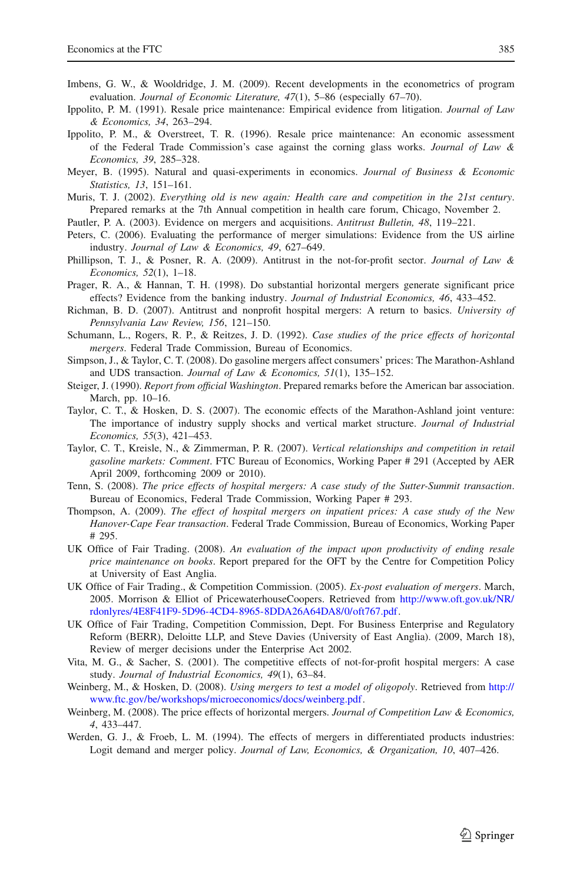Imbens, G. W., & Wooldridge, J. M. (2009). Recent developments in the econometrics of program evaluation. *Journal of Economic Literature, 47*(1), 5–86 (especially 67–70).

Ippolito, P. M. (1991). Resale price maintenance: Empirical evidence from litigation. *Journal of Law & Economics, 34*, 263–294.

Ippolito, P. M., & Overstreet, T. R. (1996). Resale price maintenance: An economic assessment of the Federal Trade Commission's case against the corning glass works. *Journal of Law & Economics, 39*, 285–328.

Meyer, B. (1995). Natural and quasi-experiments in economics. *Journal of Business & Economic Statistics, 13*, 151–161.

Muris, T. J. (2002). *Everything old is new again: Health care and competition in the 21st century*. Prepared remarks at the 7th Annual competition in health care forum, Chicago, November 2.

Pautler, P. A. (2003). Evidence on mergers and acquisitions. *Antitrust Bulletin, 48*, 119–221.

Peters, C. (2006). Evaluating the performance of merger simulations: Evidence from the US airline industry. *Journal of Law & Economics, 49*, 627–649.

Phillipson, T. J., & Posner, R. A. (2009). Antitrust in the not-for-profit sector. *Journal of Law & Economics, 52*(1), 1–18.

Prager, R. A., & Hannan, T. H. (1998). Do substantial horizontal mergers generate significant price effects? Evidence from the banking industry. *Journal of Industrial Economics, 46*, 433–452.

Richman, B. D. (2007). Antitrust and nonprofit hospital mergers: A return to basics. *University of Pennsylvania Law Review, 156*, 121–150.

Schumann, L., Rogers, R. P., & Reitzes, J. D. (1992). *Case studies of the price effects of horizontal mergers*. Federal Trade Commission, Bureau of Economics.

Simpson, J., & Taylor, C. T. (2008). Do gasoline mergers affect consumers' prices: The Marathon-Ashland and UDS transaction. *Journal of Law & Economics, 51*(1), 135–152.

Steiger, J. (1990). *Report from official Washington*. Prepared remarks before the American bar association. March, pp. 10–16.

Taylor, C. T., & Hosken, D. S. (2007). The economic effects of the Marathon-Ashland joint venture: The importance of industry supply shocks and vertical market structure. *Journal of Industrial Economics, 55*(3), 421–453.

Taylor, C. T., Kreisle, N., & Zimmerman, P. R. (2007). *Vertical relationships and competition in retail gasoline markets: Comment*. FTC Bureau of Economics, Working Paper # 291 (Accepted by AER April 2009, forthcoming 2009 or 2010).

Tenn, S. (2008). *The price effects of hospital mergers: A case study of the Sutter-Summit transaction*. Bureau of Economics, Federal Trade Commission, Working Paper # 293.

Thompson, A. (2009). *The effect of hospital mergers on inpatient prices: A case study of the New Hanover-Cape Fear transaction*. Federal Trade Commission, Bureau of Economics, Working Paper # 295.

UK Office of Fair Trading. (2008). *An evaluation of the impact upon productivity of ending resale price maintenance on books*. Report prepared for the OFT by the Centre for Competition Policy at University of East Anglia.

UK Office of Fair Trading., & Competition Commission. (2005). *Ex-post evaluation of mergers*. March, 2005. Morrison & Elliot of PricewaterhouseCoopers. Retrieved from http://www.oft.gov.uk/NR/rdonlyres/4E8F41F9-5D96-4CD4-8965-8DDA26A64DA8/0/oft767.pdf.

UK Office of Fair Trading, Competition Commission, Dept. For Business Enterprise and Regulatory Reform (BERR), Deloitte LLP, and Steve Davies (University of East Anglia). (2009, March 18), Review of merger decisions under the Enterprise Act 2002.

Vita, M. G., & Sacher, S. (2001). The competitive effects of not-for-profit hospital mergers: A case study. *Journal of Industrial Economics, 49*(1), 63–84.

Weinberg, M., & Hosken, D. (2008). *Using mergers to test a model of oligopoly*. Retrieved from http://www.ftc.gov/be/workshops/microeconomics/docs/weinberg.pdf.

Weinberg, M. (2008). The price effects of horizontal mergers. *Journal of Competition Law & Economics, 4*, 433–447.

Werden, G. J., & Froeb, L. M. (1994). The effects of mergers in differentiated products industries: Logit demand and merger policy. *Journal of Law, Economics, & Organization, 10*, 407–426.